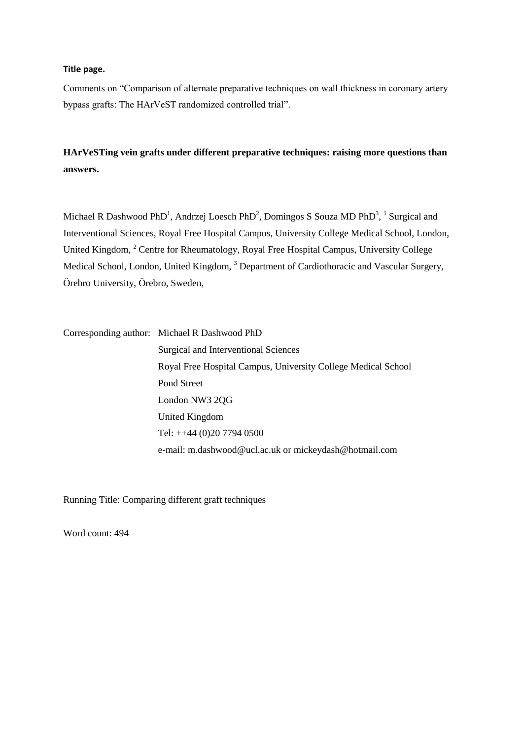**Title page.**

Comments on "Comparison of alternate preparative techniques on wall thickness in coronary artery bypass grafts: The HArVeST randomized controlled trial".

**HArVeSTing vein grafts under different preparative techniques: raising more questions than answers.**

Michael R Dashwood PhD[1], Andrzej Loesch PhD[2], Domingos S Souza MD PhD[3], [1] Surgical and Interventional Sciences, Royal Free Hospital Campus, University College Medical School, London, United Kingdom, [2] Centre for Rheumatology, Royal Free Hospital Campus, University College Medical School, London, United Kingdom, [3] Department of Cardiothoracic and Vascular Surgery, Örebro University, Örebro, Sweden,

Corresponding author: Michael R Dashwood PhD
Surgical and Interventional Sciences
Royal Free Hospital Campus, University College Medical School
Pond Street
London NW3 2QG
United Kingdom
Tel: ++44 (0)20 7794 0500
e-mail: m.dashwood@ucl.ac.uk or mickeydash@hotmail.com

Running Title: Comparing different graft techniques

Word count: 494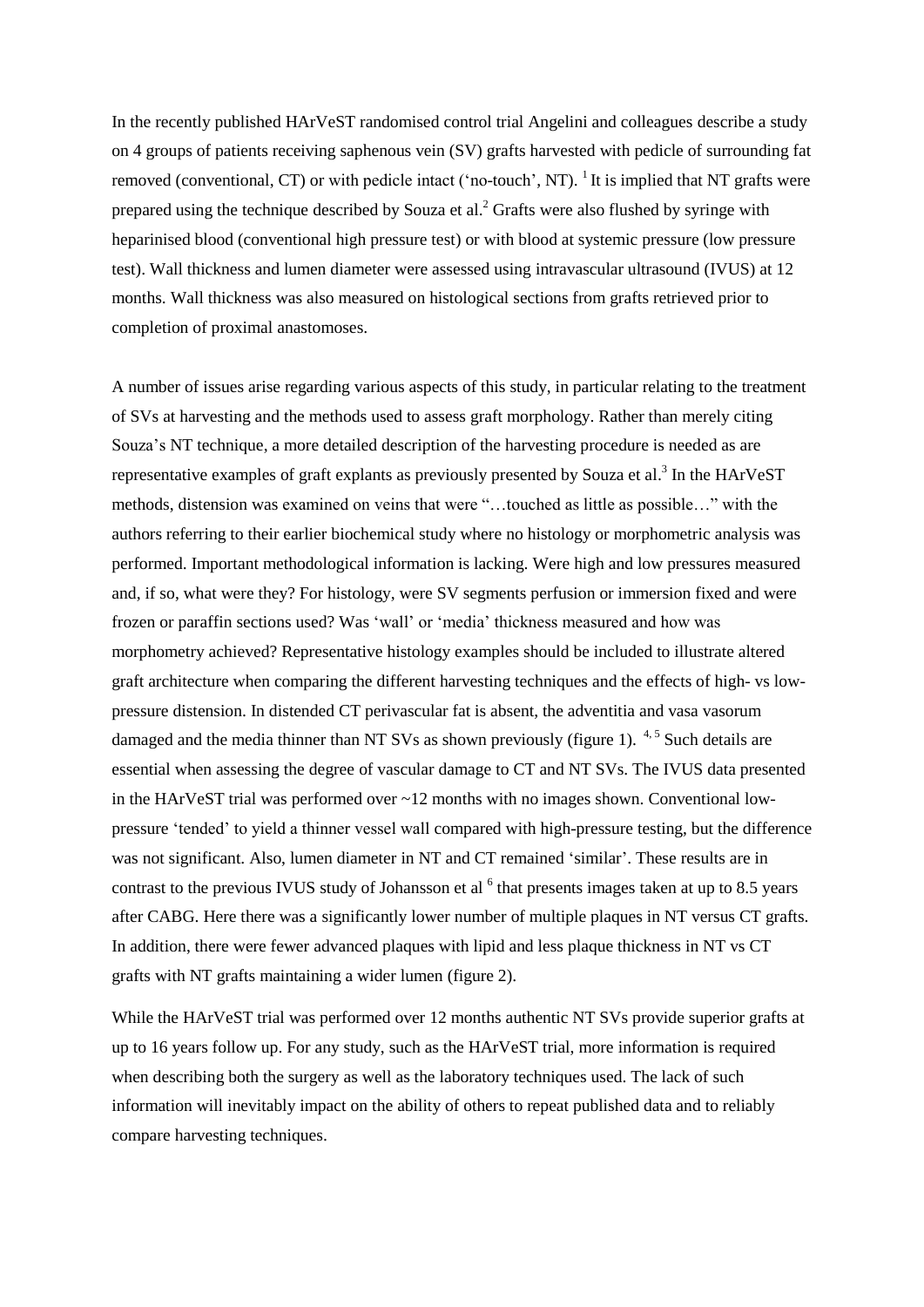In the recently published HArVeST randomised control trial Angelini and colleagues describe a study on 4 groups of patients receiving saphenous vein (SV) grafts harvested with pedicle of surrounding fat removed (conventional, CT) or with pedicle intact ('no-touch', NT). [1] It is implied that NT grafts were prepared using the technique described by Souza et al.[2] Grafts were also flushed by syringe with heparinised blood (conventional high pressure test) or with blood at systemic pressure (low pressure test). Wall thickness and lumen diameter were assessed using intravascular ultrasound (IVUS) at 12 months. Wall thickness was also measured on histological sections from grafts retrieved prior to completion of proximal anastomoses.

A number of issues arise regarding various aspects of this study, in particular relating to the treatment of SVs at harvesting and the methods used to assess graft morphology. Rather than merely citing Souza's NT technique, a more detailed description of the harvesting procedure is needed as are representative examples of graft explants as previously presented by Souza et al.[3] In the HArVeST methods, distension was examined on veins that were "…touched as little as possible…" with the authors referring to their earlier biochemical study where no histology or morphometric analysis was performed. Important methodological information is lacking. Were high and low pressures measured and, if so, what were they? For histology, were SV segments perfusion or immersion fixed and were frozen or paraffin sections used? Was 'wall' or 'media' thickness measured and how was morphometry achieved? Representative histology examples should be included to illustrate altered graft architecture when comparing the different harvesting techniques and the effects of high- vs low-pressure distension. In distended CT perivascular fat is absent, the adventitia and vasa vasorum damaged and the media thinner than NT SVs as shown previously (figure 1). [4,5] Such details are essential when assessing the degree of vascular damage to CT and NT SVs. The IVUS data presented in the HArVeST trial was performed over ~12 months with no images shown. Conventional low-pressure 'tended' to yield a thinner vessel wall compared with high-pressure testing, but the difference was not significant. Also, lumen diameter in NT and CT remained 'similar'. These results are in contrast to the previous IVUS study of Johansson et al [6] that presents images taken at up to 8.5 years after CABG. Here there was a significantly lower number of multiple plaques in NT versus CT grafts. In addition, there were fewer advanced plaques with lipid and less plaque thickness in NT vs CT grafts with NT grafts maintaining a wider lumen (figure 2).

While the HArVeST trial was performed over 12 months authentic NT SVs provide superior grafts at up to 16 years follow up. For any study, such as the HArVeST trial, more information is required when describing both the surgery as well as the laboratory techniques used. The lack of such information will inevitably impact on the ability of others to repeat published data and to reliably compare harvesting techniques.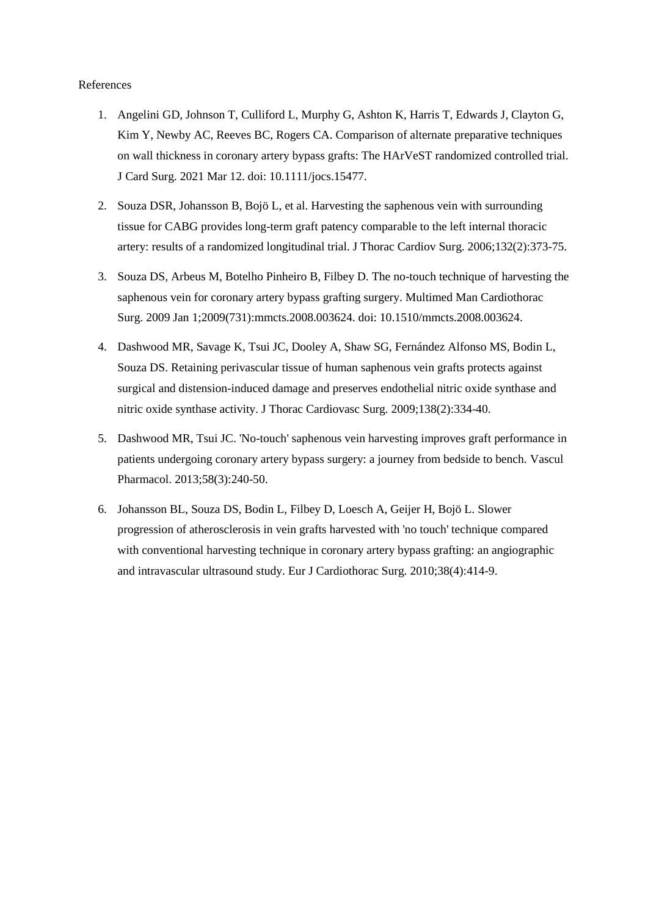References

1. Angelini GD, Johnson T, Culliford L, Murphy G, Ashton K, Harris T, Edwards J, Clayton G, Kim Y, Newby AC, Reeves BC, Rogers CA. Comparison of alternate preparative techniques on wall thickness in coronary artery bypass grafts: The HArVeST randomized controlled trial. J Card Surg. 2021 Mar 12. doi: 10.1111/jocs.15477.

2. Souza DSR, Johansson B, Bojö L, et al. Harvesting the saphenous vein with surrounding tissue for CABG provides long-term graft patency comparable to the left internal thoracic artery: results of a randomized longitudinal trial. J Thorac Cardiov Surg. 2006;132(2):373-75.

3. Souza DS, Arbeus M, Botelho Pinheiro B, Filbey D. The no-touch technique of harvesting the saphenous vein for coronary artery bypass grafting surgery. Multimed Man Cardiothorac Surg. 2009 Jan 1;2009(731):mmcts.2008.003624. doi: 10.1510/mmcts.2008.003624.

4. Dashwood MR, Savage K, Tsui JC, Dooley A, Shaw SG, Fernández Alfonso MS, Bodin L, Souza DS. Retaining perivascular tissue of human saphenous vein grafts protects against surgical and distension-induced damage and preserves endothelial nitric oxide synthase and nitric oxide synthase activity. J Thorac Cardiovasc Surg. 2009;138(2):334-40.

5. Dashwood MR, Tsui JC. 'No-touch' saphenous vein harvesting improves graft performance in patients undergoing coronary artery bypass surgery: a journey from bedside to bench. Vascul Pharmacol. 2013;58(3):240-50.

6. Johansson BL, Souza DS, Bodin L, Filbey D, Loesch A, Geijer H, Bojö L. Slower progression of atherosclerosis in vein grafts harvested with 'no touch' technique compared with conventional harvesting technique in coronary artery bypass grafting: an angiographic and intravascular ultrasound study. Eur J Cardiothorac Surg. 2010;38(4):414-9.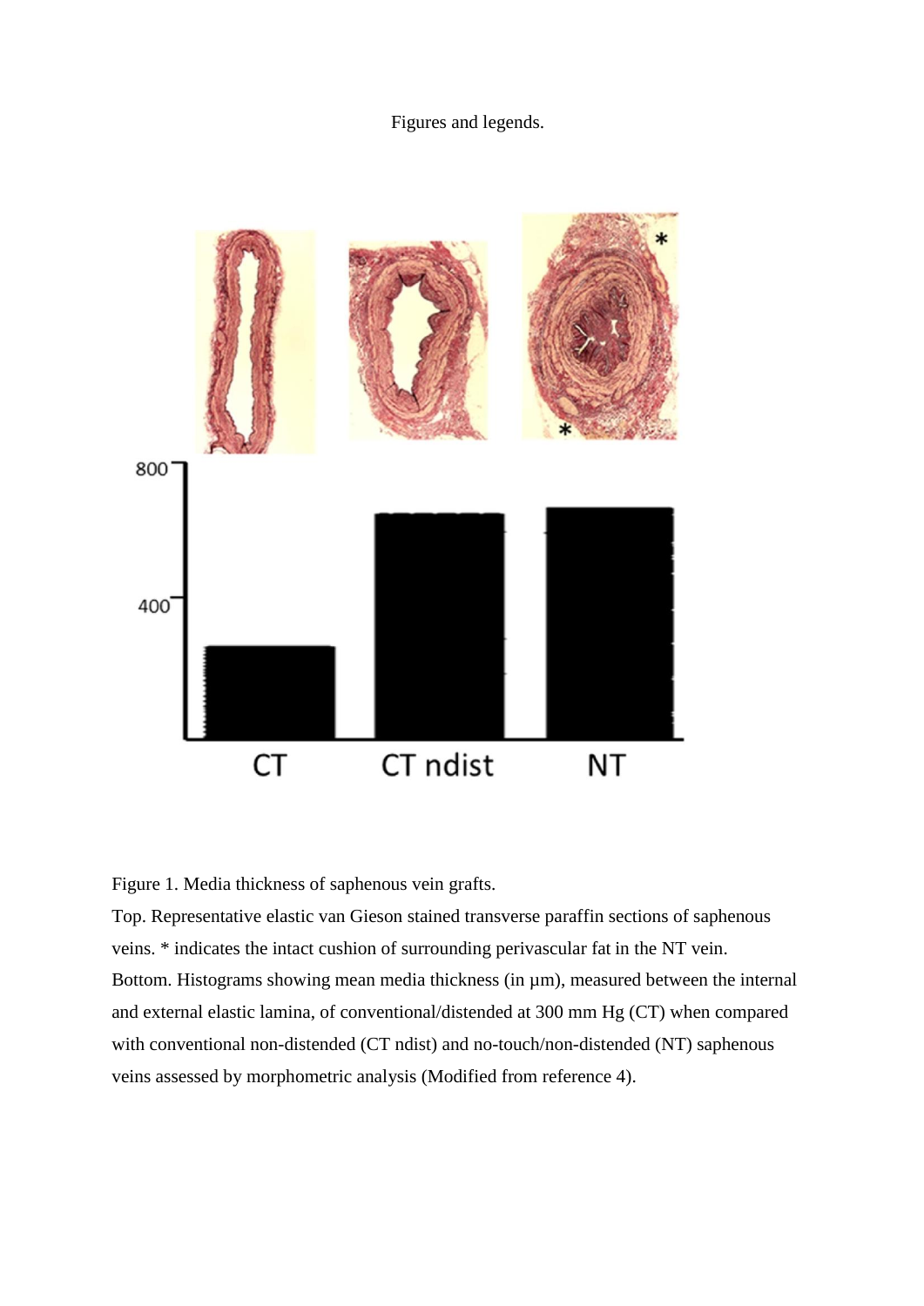Figures and legends.

Figure 1. Media thickness of saphenous vein grafts.

Top. Representative elastic van Gieson stained transverse paraffin sections of saphenous veins. * indicates the intact cushion of surrounding perivascular fat in the NT vein.

Bottom. Histograms showing mean media thickness (in µm), measured between the internal and external elastic lamina, of conventional/distended at 300 mm Hg (CT) when compared with conventional non-distended (CT ndist) and no-touch/non-distended (NT) saphenous veins assessed by morphometric analysis (Modified from reference 4).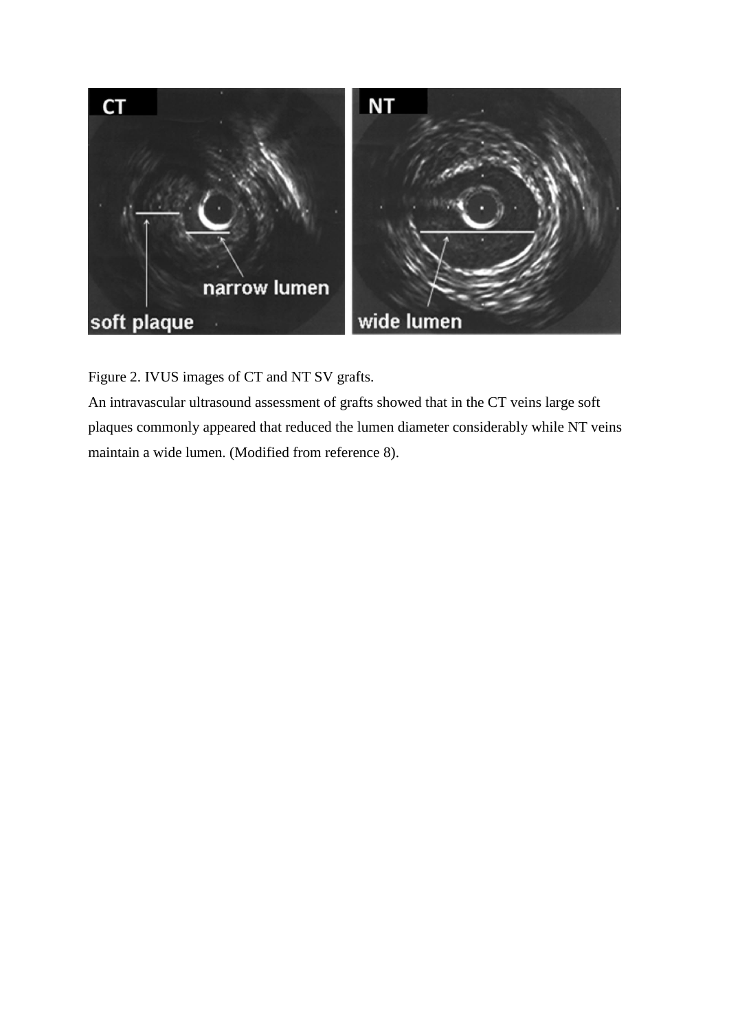CT

NT

soft plaque

narrow lumen

wide lumen

Figure 2. IVUS images of CT and NT SV grafts.

An intravascular ultrasound assessment of grafts showed that in the CT veins large soft plaques commonly appeared that reduced the lumen diameter considerably while NT veins maintain a wide lumen. (Modified from reference 8).